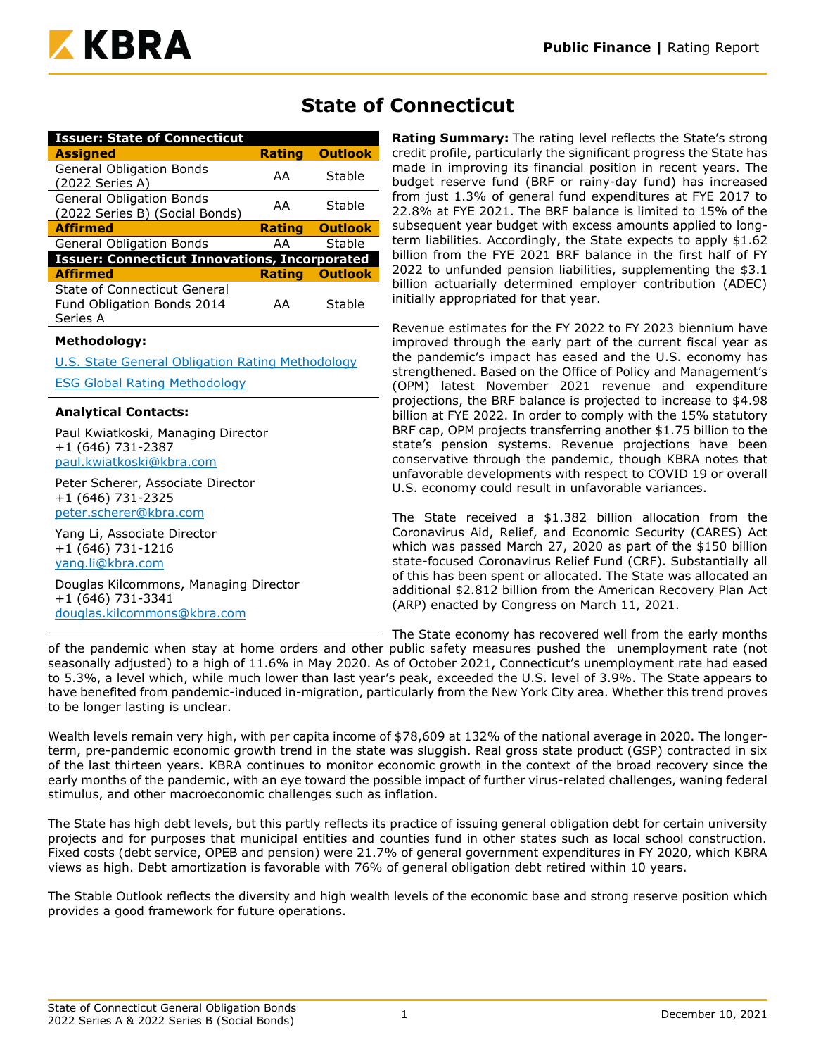# State of Connecticut

| Issuer: State of Connecticut | | |
|---|---|---|
| **Assigned** | **Rating** | **Outlook** |
| General Obligation Bonds (2022 Series A) | AA | Stable |
| General Obligation Bonds (2022 Series B) (Social Bonds) | AA | Stable |
| **Affirmed** | **Rating** | **Outlook** |
| General Obligation Bonds | AA | Stable |
| **Issuer: Connecticut Innovations, Incorporated** | | |
| **Affirmed** | **Rating** | **Outlook** |
| State of Connecticut General Fund Obligation Bonds 2014 Series A | AA | Stable |

**Methodology:**

U.S. State General Obligation Rating Methodology

ESG Global Rating Methodology

**Analytical Contacts:**

Paul Kwiatkoski, Managing Director
+1 (646) 731-2387
paul.kwiatkoski@kbra.com

Peter Scherer, Associate Director
+1 (646) 731-2325
peter.scherer@kbra.com

Yang Li, Associate Director
+1 (646) 731-1216
yang.li@kbra.com

Douglas Kilcommons, Managing Director
+1 (646) 731-3341
douglas.kilcommons@kbra.com

**Rating Summary:** The rating level reflects the State's strong credit profile, particularly the significant progress the State has made in improving its financial position in recent years. The budget reserve fund (BRF or rainy-day fund) has increased from just 1.3% of general fund expenditures at FYE 2017 to 22.8% at FYE 2021. The BRF balance is limited to 15% of the subsequent year budget with excess amounts applied to long-term liabilities. Accordingly, the State expects to apply $1.62 billion from the FYE 2021 BRF balance in the first half of FY 2022 to unfunded pension liabilities, supplementing the $3.1 billion actuarially determined employer contribution (ADEC) initially appropriated for that year.

Revenue estimates for the FY 2022 to FY 2023 biennium have improved through the early part of the current fiscal year as the pandemic's impact has eased and the U.S. economy has strengthened. Based on the Office of Policy and Management's (OPM) latest November 2021 revenue and expenditure projections, the BRF balance is projected to increase to $4.98 billion at FYE 2022. In order to comply with the 15% statutory BRF cap, OPM projects transferring another $1.75 billion to the state's pension systems. Revenue projections have been conservative through the pandemic, though KBRA notes that unfavorable developments with respect to COVID 19 or overall U.S. economy could result in unfavorable variances.

The State received a $1.382 billion allocation from the Coronavirus Aid, Relief, and Economic Security (CARES) Act which was passed March 27, 2020 as part of the $150 billion state-focused Coronavirus Relief Fund (CRF). Substantially all of this has been spent or allocated. The State was allocated an additional $2.812 billion from the American Recovery Plan Act (ARP) enacted by Congress on March 11, 2021.

The State economy has recovered well from the early months of the pandemic when stay at home orders and other public safety measures pushed the unemployment rate (not seasonally adjusted) to a high of 11.6% in May 2020. As of October 2021, Connecticut's unemployment rate had eased to 5.3%, a level which, while much lower than last year's peak, exceeded the U.S. level of 3.9%. The State appears to have benefited from pandemic-induced in-migration, particularly from the New York City area. Whether this trend proves to be longer lasting is unclear.

Wealth levels remain very high, with per capita income of $78,609 at 132% of the national average in 2020. The longer-term, pre-pandemic economic growth trend in the state was sluggish. Real gross state product (GSP) contracted in six of the last thirteen years. KBRA continues to monitor economic growth in the context of the broad recovery since the early months of the pandemic, with an eye toward the possible impact of further virus-related challenges, waning federal stimulus, and other macroeconomic challenges such as inflation.

The State has high debt levels, but this partly reflects its practice of issuing general obligation debt for certain university projects and for purposes that municipal entities and counties fund in other states such as local school construction. Fixed costs (debt service, OPEB and pension) were 21.7% of general government expenditures in FY 2020, which KBRA views as high. Debt amortization is favorable with 76% of general obligation debt retired within 10 years.

The Stable Outlook reflects the diversity and high wealth levels of the economic base and strong reserve position which provides a good framework for future operations.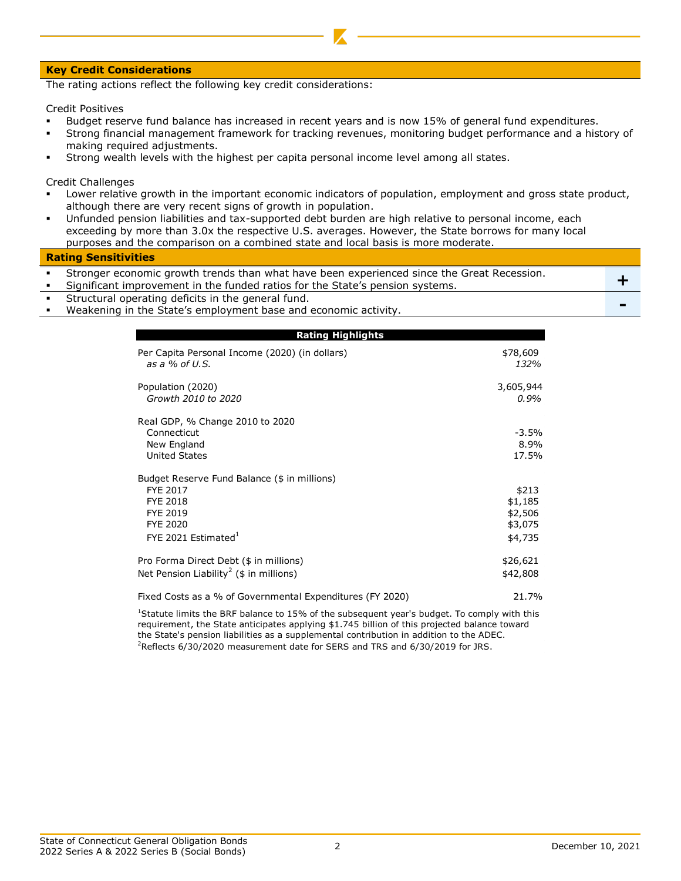## Key Credit Considerations

The rating actions reflect the following key credit considerations:

Credit Positives

- Budget reserve fund balance has increased in recent years and is now 15% of general fund expenditures.
- Strong financial management framework for tracking revenues, monitoring budget performance and a history of making required adjustments.
- Strong wealth levels with the highest per capita personal income level among all states.

Credit Challenges

- Lower relative growth in the important economic indicators of population, employment and gross state product, although there are very recent signs of growth in population.
- Unfunded pension liabilities and tax-supported debt burden are high relative to personal income, each exceeding by more than 3.0x the respective U.S. averages. However, the State borrows for many local purposes and the comparison on a combined state and local basis is more moderate.

## Rating Sensitivities

| Sensitivity | |
|---|---|
| Stronger economic growth trends than what have been experienced since the Great Recession. Significant improvement in the funded ratios for the State's pension systems. | + |
| Structural operating deficits in the general fund. Weakening in the State's employment base and economic activity. | - |

| Rating Highlights | |
|---|---|
| Per Capita Personal Income (2020) (in dollars) | $78,609 |
| *as a % of U.S.* | *132%* |
| Population (2020) | 3,605,944 |
| *Growth 2010 to 2020* | *0.9%* |
| Real GDP, % Change 2010 to 2020 | |
| Connecticut | -3.5% |
| New England | 8.9% |
| United States | 17.5% |
| Budget Reserve Fund Balance ($ in millions) | |
| FYE 2017 | $213 |
| FYE 2018 | $1,185 |
| FYE 2019 | $2,506 |
| FYE 2020 | $3,075 |
| FYE 2021 Estimated[1] | $4,735 |
| Pro Forma Direct Debt ($ in millions) | $26,621 |
| Net Pension Liability[2] ($ in millions) | $42,808 |
| Fixed Costs as a % of Governmental Expenditures (FY 2020) | 21.7% |

[1]Statute limits the BRF balance to 15% of the subsequent year's budget. To comply with this requirement, the State anticipates applying $1.745 billion of this projected balance toward the State's pension liabilities as a supplemental contribution in addition to the ADEC.
[2]Reflects 6/30/2020 measurement date for SERS and TRS and 6/30/2019 for JRS.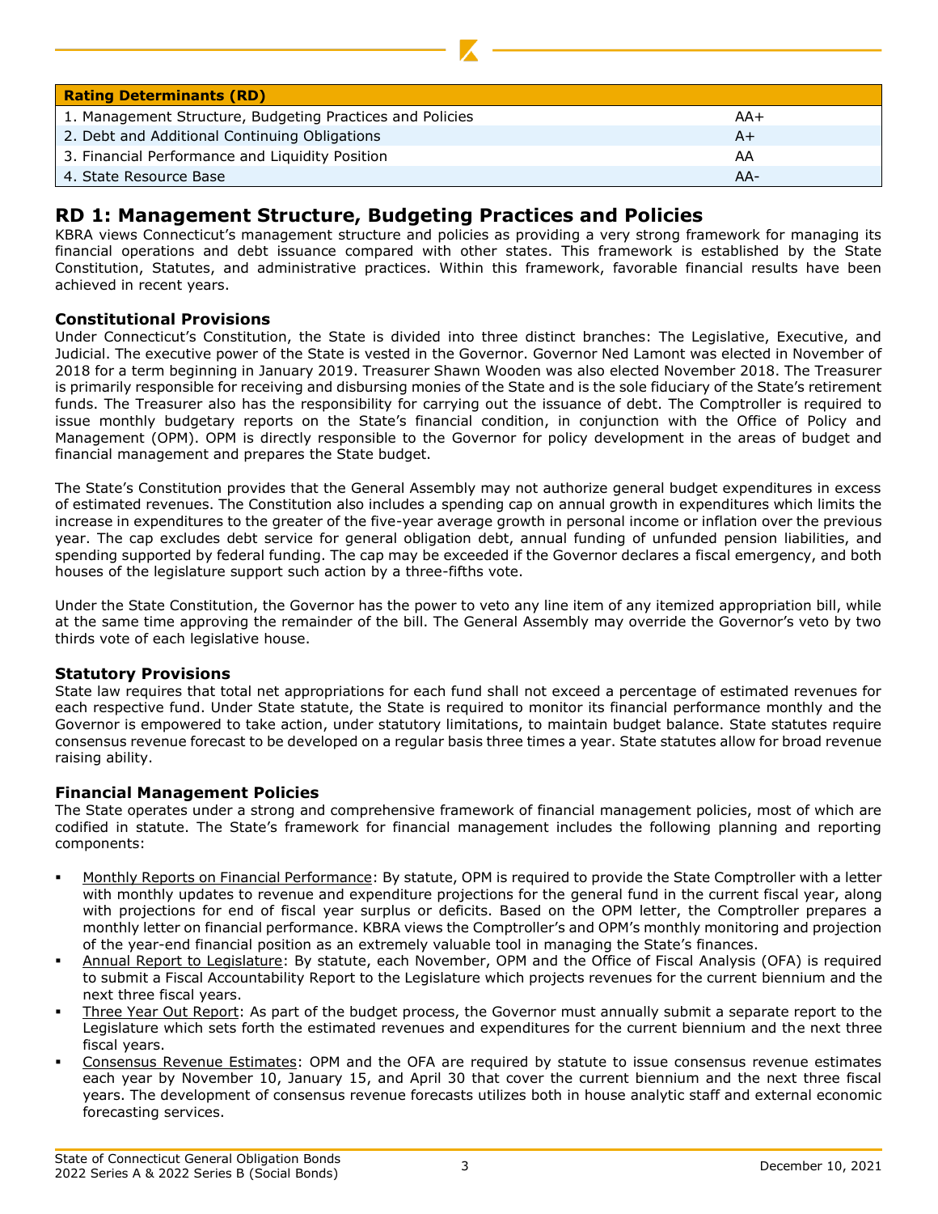| Rating Determinants (RD) | |
|---|---|
| 1. Management Structure, Budgeting Practices and Policies | AA+ |
| 2. Debt and Additional Continuing Obligations | A+ |
| 3. Financial Performance and Liquidity Position | AA |
| 4. State Resource Base | AA- |

## RD 1: Management Structure, Budgeting Practices and Policies

KBRA views Connecticut's management structure and policies as providing a very strong framework for managing its financial operations and debt issuance compared with other states. This framework is established by the State Constitution, Statutes, and administrative practices. Within this framework, favorable financial results have been achieved in recent years.

### Constitutional Provisions

Under Connecticut's Constitution, the State is divided into three distinct branches: The Legislative, Executive, and Judicial. The executive power of the State is vested in the Governor. Governor Ned Lamont was elected in November of 2018 for a term beginning in January 2019. Treasurer Shawn Wooden was also elected November 2018. The Treasurer is primarily responsible for receiving and disbursing monies of the State and is the sole fiduciary of the State's retirement funds. The Treasurer also has the responsibility for carrying out the issuance of debt. The Comptroller is required to issue monthly budgetary reports on the State's financial condition, in conjunction with the Office of Policy and Management (OPM). OPM is directly responsible to the Governor for policy development in the areas of budget and financial management and prepares the State budget.

The State's Constitution provides that the General Assembly may not authorize general budget expenditures in excess of estimated revenues. The Constitution also includes a spending cap on annual growth in expenditures which limits the increase in expenditures to the greater of the five-year average growth in personal income or inflation over the previous year. The cap excludes debt service for general obligation debt, annual funding of unfunded pension liabilities, and spending supported by federal funding. The cap may be exceeded if the Governor declares a fiscal emergency, and both houses of the legislature support such action by a three-fifths vote.

Under the State Constitution, the Governor has the power to veto any line item of any itemized appropriation bill, while at the same time approving the remainder of the bill. The General Assembly may override the Governor's veto by two thirds vote of each legislative house.

### Statutory Provisions

State law requires that total net appropriations for each fund shall not exceed a percentage of estimated revenues for each respective fund. Under State statute, the State is required to monitor its financial performance monthly and the Governor is empowered to take action, under statutory limitations, to maintain budget balance. State statutes require consensus revenue forecast to be developed on a regular basis three times a year. State statutes allow for broad revenue raising ability.

### Financial Management Policies

The State operates under a strong and comprehensive framework of financial management policies, most of which are codified in statute. The State's framework for financial management includes the following planning and reporting components:

- Monthly Reports on Financial Performance: By statute, OPM is required to provide the State Comptroller with a letter with monthly updates to revenue and expenditure projections for the general fund in the current fiscal year, along with projections for end of fiscal year surplus or deficits. Based on the OPM letter, the Comptroller prepares a monthly letter on financial performance. KBRA views the Comptroller's and OPM's monthly monitoring and projection of the year-end financial position as an extremely valuable tool in managing the State's finances.
- Annual Report to Legislature: By statute, each November, OPM and the Office of Fiscal Analysis (OFA) is required to submit a Fiscal Accountability Report to the Legislature which projects revenues for the current biennium and the next three fiscal years.
- Three Year Out Report: As part of the budget process, the Governor must annually submit a separate report to the Legislature which sets forth the estimated revenues and expenditures for the current biennium and the next three fiscal years.
- Consensus Revenue Estimates: OPM and the OFA are required by statute to issue consensus revenue estimates each year by November 10, January 15, and April 30 that cover the current biennium and the next three fiscal years. The development of consensus revenue forecasts utilizes both in house analytic staff and external economic forecasting services.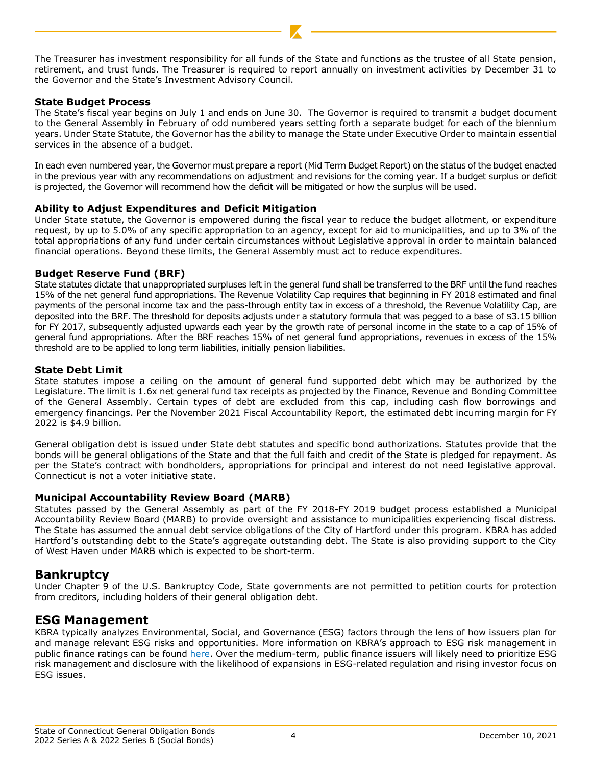The Treasurer has investment responsibility for all funds of the State and functions as the trustee of all State pension, retirement, and trust funds. The Treasurer is required to report annually on investment activities by December 31 to the Governor and the State's Investment Advisory Council.

### State Budget Process

The State's fiscal year begins on July 1 and ends on June 30. The Governor is required to transmit a budget document to the General Assembly in February of odd numbered years setting forth a separate budget for each of the biennium years. Under State Statute, the Governor has the ability to manage the State under Executive Order to maintain essential services in the absence of a budget.

In each even numbered year, the Governor must prepare a report (Mid Term Budget Report) on the status of the budget enacted in the previous year with any recommendations on adjustment and revisions for the coming year. If a budget surplus or deficit is projected, the Governor will recommend how the deficit will be mitigated or how the surplus will be used.

### Ability to Adjust Expenditures and Deficit Mitigation

Under State statute, the Governor is empowered during the fiscal year to reduce the budget allotment, or expenditure request, by up to 5.0% of any specific appropriation to an agency, except for aid to municipalities, and up to 3% of the total appropriations of any fund under certain circumstances without Legislative approval in order to maintain balanced financial operations. Beyond these limits, the General Assembly must act to reduce expenditures.

### Budget Reserve Fund (BRF)

State statutes dictate that unappropriated surpluses left in the general fund shall be transferred to the BRF until the fund reaches 15% of the net general fund appropriations. The Revenue Volatility Cap requires that beginning in FY 2018 estimated and final payments of the personal income tax and the pass-through entity tax in excess of a threshold, the Revenue Volatility Cap, are deposited into the BRF. The threshold for deposits adjusts under a statutory formula that was pegged to a base of $3.15 billion for FY 2017, subsequently adjusted upwards each year by the growth rate of personal income in the state to a cap of 15% of general fund appropriations. After the BRF reaches 15% of net general fund appropriations, revenues in excess of the 15% threshold are to be applied to long term liabilities, initially pension liabilities.

### State Debt Limit

State statutes impose a ceiling on the amount of general fund supported debt which may be authorized by the Legislature. The limit is 1.6x net general fund tax receipts as projected by the Finance, Revenue and Bonding Committee of the General Assembly. Certain types of debt are excluded from this cap, including cash flow borrowings and emergency financings. Per the November 2021 Fiscal Accountability Report, the estimated debt incurring margin for FY 2022 is $4.9 billion.

General obligation debt is issued under State debt statutes and specific bond authorizations. Statutes provide that the bonds will be general obligations of the State and that the full faith and credit of the State is pledged for repayment. As per the State's contract with bondholders, appropriations for principal and interest do not need legislative approval. Connecticut is not a voter initiative state.

### Municipal Accountability Review Board (MARB)

Statutes passed by the General Assembly as part of the FY 2018-FY 2019 budget process established a Municipal Accountability Review Board (MARB) to provide oversight and assistance to municipalities experiencing fiscal distress. The State has assumed the annual debt service obligations of the City of Hartford under this program. KBRA has added Hartford's outstanding debt to the State's aggregate outstanding debt. The State is also providing support to the City of West Haven under MARB which is expected to be short-term.

## Bankruptcy

Under Chapter 9 of the U.S. Bankruptcy Code, State governments are not permitted to petition courts for protection from creditors, including holders of their general obligation debt.

## ESG Management

KBRA typically analyzes Environmental, Social, and Governance (ESG) factors through the lens of how issuers plan for and manage relevant ESG risks and opportunities. More information on KBRA's approach to ESG risk management in public finance ratings can be found here. Over the medium-term, public finance issuers will likely need to prioritize ESG risk management and disclosure with the likelihood of expansions in ESG-related regulation and rising investor focus on ESG issues.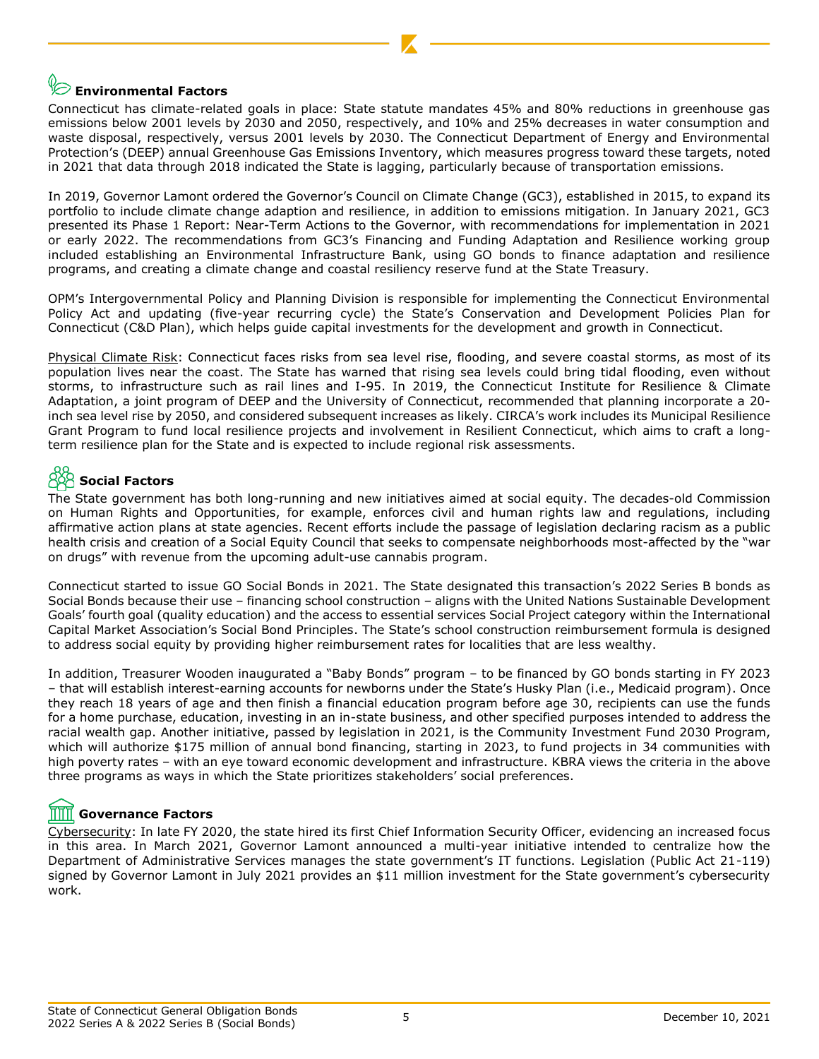## Environmental Factors

Connecticut has climate-related goals in place: State statute mandates 45% and 80% reductions in greenhouse gas emissions below 2001 levels by 2030 and 2050, respectively, and 10% and 25% decreases in water consumption and waste disposal, respectively, versus 2001 levels by 2030. The Connecticut Department of Energy and Environmental Protection's (DEEP) annual Greenhouse Gas Emissions Inventory, which measures progress toward these targets, noted in 2021 that data through 2018 indicated the State is lagging, particularly because of transportation emissions.

In 2019, Governor Lamont ordered the Governor's Council on Climate Change (GC3), established in 2015, to expand its portfolio to include climate change adaption and resilience, in addition to emissions mitigation. In January 2021, GC3 presented its Phase 1 Report: Near-Term Actions to the Governor, with recommendations for implementation in 2021 or early 2022. The recommendations from GC3's Financing and Funding Adaptation and Resilience working group included establishing an Environmental Infrastructure Bank, using GO bonds to finance adaptation and resilience programs, and creating a climate change and coastal resiliency reserve fund at the State Treasury.

OPM's Intergovernmental Policy and Planning Division is responsible for implementing the Connecticut Environmental Policy Act and updating (five-year recurring cycle) the State's Conservation and Development Policies Plan for Connecticut (C&D Plan), which helps guide capital investments for the development and growth in Connecticut.

Physical Climate Risk: Connecticut faces risks from sea level rise, flooding, and severe coastal storms, as most of its population lives near the coast. The State has warned that rising sea levels could bring tidal flooding, even without storms, to infrastructure such as rail lines and I-95. In 2019, the Connecticut Institute for Resilience & Climate Adaptation, a joint program of DEEP and the University of Connecticut, recommended that planning incorporate a 20-inch sea level rise by 2050, and considered subsequent increases as likely. CIRCA's work includes its Municipal Resilience Grant Program to fund local resilience projects and involvement in Resilient Connecticut, which aims to craft a long-term resilience plan for the State and is expected to include regional risk assessments.

## Social Factors

The State government has both long-running and new initiatives aimed at social equity. The decades-old Commission on Human Rights and Opportunities, for example, enforces civil and human rights law and regulations, including affirmative action plans at state agencies. Recent efforts include the passage of legislation declaring racism as a public health crisis and creation of a Social Equity Council that seeks to compensate neighborhoods most-affected by the "war on drugs" with revenue from the upcoming adult-use cannabis program.

Connecticut started to issue GO Social Bonds in 2021. The State designated this transaction's 2022 Series B bonds as Social Bonds because their use – financing school construction – aligns with the United Nations Sustainable Development Goals' fourth goal (quality education) and the access to essential services Social Project category within the International Capital Market Association's Social Bond Principles. The State's school construction reimbursement formula is designed to address social equity by providing higher reimbursement rates for localities that are less wealthy.

In addition, Treasurer Wooden inaugurated a "Baby Bonds" program – to be financed by GO bonds starting in FY 2023 – that will establish interest-earning accounts for newborns under the State's Husky Plan (i.e., Medicaid program). Once they reach 18 years of age and then finish a financial education program before age 30, recipients can use the funds for a home purchase, education, investing in an in-state business, and other specified purposes intended to address the racial wealth gap. Another initiative, passed by legislation in 2021, is the Community Investment Fund 2030 Program, which will authorize $175 million of annual bond financing, starting in 2023, to fund projects in 34 communities with high poverty rates – with an eye toward economic development and infrastructure. KBRA views the criteria in the above three programs as ways in which the State prioritizes stakeholders' social preferences.

## Governance Factors

Cybersecurity: In late FY 2020, the state hired its first Chief Information Security Officer, evidencing an increased focus in this area. In March 2021, Governor Lamont announced a multi-year initiative intended to centralize how the Department of Administrative Services manages the state government's IT functions. Legislation (Public Act 21-119) signed by Governor Lamont in July 2021 provides an $11 million investment for the State government's cybersecurity work.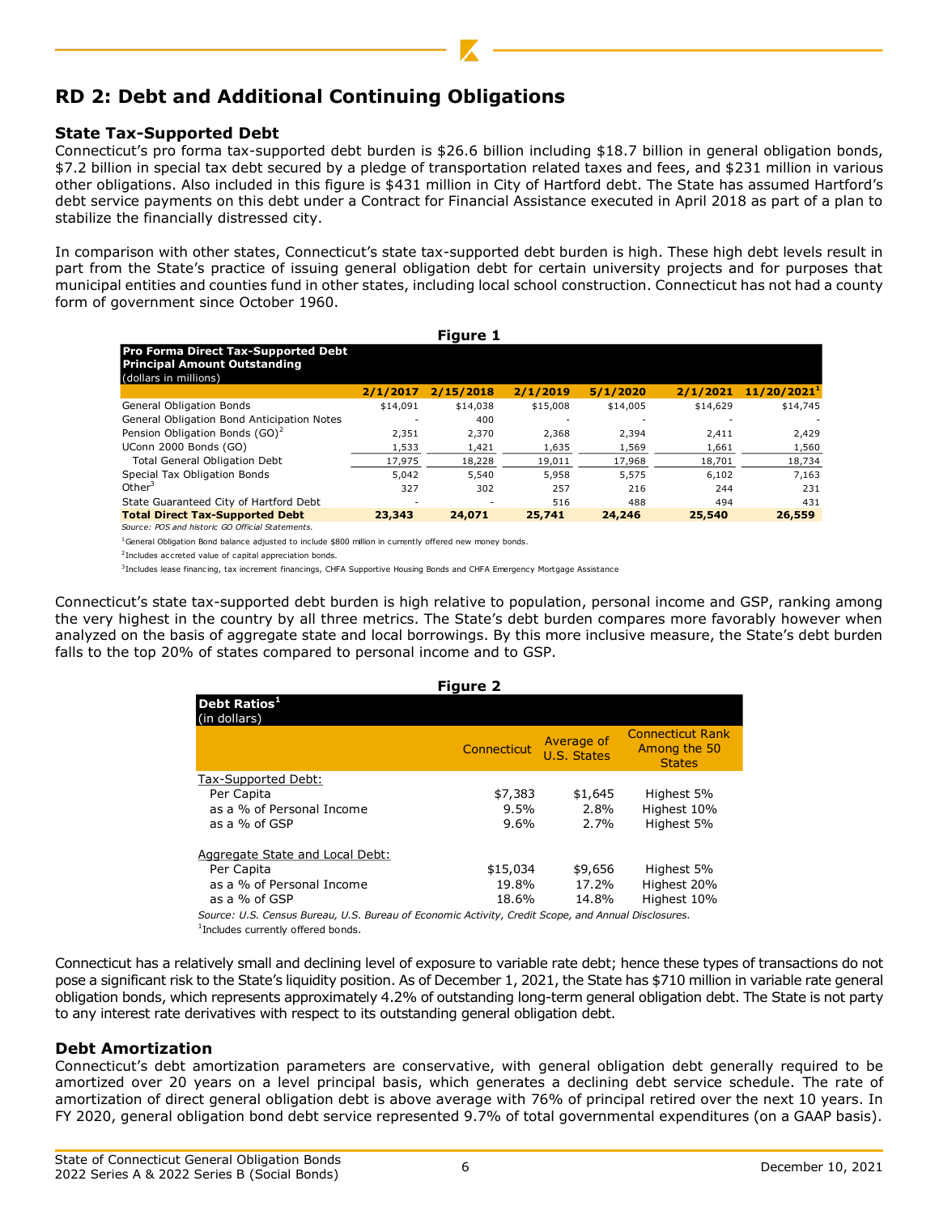## RD 2: Debt and Additional Continuing Obligations

### State Tax-Supported Debt

Connecticut's pro forma tax-supported debt burden is $26.6 billion including $18.7 billion in general obligation bonds, $7.2 billion in special tax debt secured by a pledge of transportation related taxes and fees, and $231 million in various other obligations. Also included in this figure is $431 million in City of Hartford debt. The State has assumed Hartford's debt service payments on this debt under a Contract for Financial Assistance executed in April 2018 as part of a plan to stabilize the financially distressed city.

In comparison with other states, Connecticut's state tax-supported debt burden is high. These high debt levels result in part from the State's practice of issuing general obligation debt for certain university projects and for purposes that municipal entities and counties fund in other states, including local school construction. Connecticut has not had a county form of government since October 1960.

**Figure 1**

| **Pro Forma Direct Tax-Supported Debt Principal Amount Outstanding** (dollars in millions) | 2/1/2017 | 2/15/2018 | 2/1/2019 | 5/1/2020 | 2/1/2021 | 11/20/2021[1] |
|---|---|---|---|---|---|---|
| General Obligation Bonds | $14,091 | $14,038 | $15,008 | $14,005 | $14,629 | $14,745 |
| General Obligation Bond Anticipation Notes | - | 400 | - | - | - | - |
| Pension Obligation Bonds (GO)[2] | 2,351 | 2,370 | 2,368 | 2,394 | 2,411 | 2,429 |
| UConn 2000 Bonds (GO) | 1,533 | 1,421 | 1,635 | 1,569 | 1,661 | 1,560 |
| Total General Obligation Debt | 17,975 | 18,228 | 19,011 | 17,968 | 18,701 | 18,734 |
| Special Tax Obligation Bonds | 5,042 | 5,540 | 5,958 | 5,575 | 6,102 | 7,163 |
| Other[3] | 327 | 302 | 257 | 216 | 244 | 231 |
| State Guaranteed City of Hartford Debt | - | - | 516 | 488 | 494 | 431 |
| **Total Direct Tax-Supported Debt** | **23,343** | **24,071** | **25,741** | **24,246** | **25,540** | **26,559** |

*Source: POS and historic GO Official Statements.*

[1]General Obligation Bond balance adjusted to include $800 million in currently offered new money bonds.

[2]Includes accreted value of capital appreciation bonds.

[3]Includes lease financing, tax increment financings, CHFA Supportive Housing Bonds and CHFA Emergency Mortgage Assistance

Connecticut's state tax-supported debt burden is high relative to population, personal income and GSP, ranking among the very highest in the country by all three metrics. The State's debt burden compares more favorably however when analyzed on the basis of aggregate state and local borrowings. By this more inclusive measure, the State's debt burden falls to the top 20% of states compared to personal income and to GSP.

**Figure 2**

| **Debt Ratios**[1] (in dollars) | Connecticut | Average of U.S. States | Connecticut Rank Among the 50 States |
|---|---|---|---|
| Tax-Supported Debt: | | | |
| Per Capita | $7,383 | $1,645 | Highest 5% |
| as a % of Personal Income | 9.5% | 2.8% | Highest 10% |
| as a % of GSP | 9.6% | 2.7% | Highest 5% |
| Aggregate State and Local Debt: | | | |
| Per Capita | $15,034 | $9,656 | Highest 5% |
| as a % of Personal Income | 19.8% | 17.2% | Highest 20% |
| as a % of GSP | 18.6% | 14.8% | Highest 10% |

*Source: U.S. Census Bureau, U.S. Bureau of Economic Activity, Credit Scope, and Annual Disclosures.*

[1]Includes currently offered bonds.

Connecticut has a relatively small and declining level of exposure to variable rate debt; hence these types of transactions do not pose a significant risk to the State's liquidity position. As of December 1, 2021, the State has $710 million in variable rate general obligation bonds, which represents approximately 4.2% of outstanding long-term general obligation debt. The State is not party to any interest rate derivatives with respect to its outstanding general obligation debt.

### Debt Amortization

Connecticut's debt amortization parameters are conservative, with general obligation debt generally required to be amortized over 20 years on a level principal basis, which generates a declining debt service schedule. The rate of amortization of direct general obligation debt is above average with 76% of principal retired over the next 10 years. In FY 2020, general obligation bond debt service represented 9.7% of total governmental expenditures (on a GAAP basis).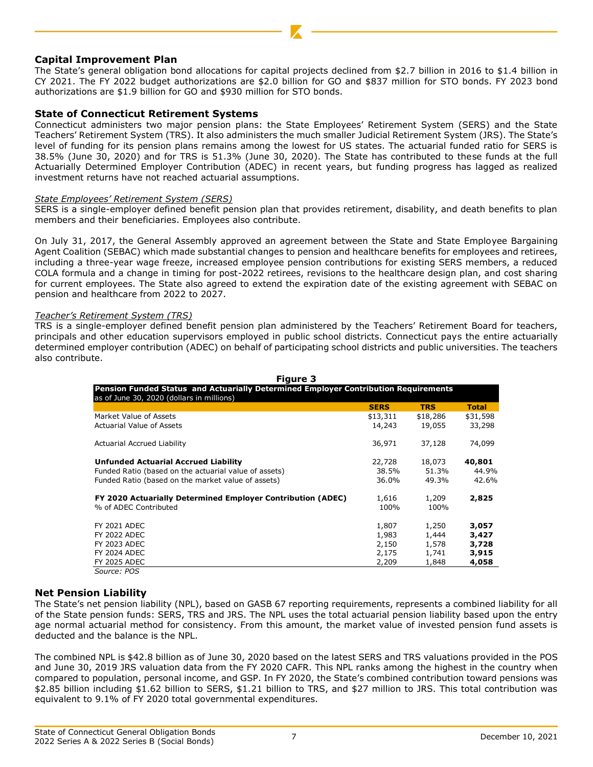## Capital Improvement Plan

The State's general obligation bond allocations for capital projects declined from $2.7 billion in 2016 to $1.4 billion in CY 2021. The FY 2022 budget authorizations are $2.0 billion for GO and $837 million for STO bonds. FY 2023 bond authorizations are $1.9 billion for GO and $930 million for STO bonds.

## State of Connecticut Retirement Systems

Connecticut administers two major pension plans: the State Employees' Retirement System (SERS) and the State Teachers' Retirement System (TRS). It also administers the much smaller Judicial Retirement System (JRS). The State's level of funding for its pension plans remains among the lowest for US states. The actuarial funded ratio for SERS is 38.5% (June 30, 2020) and for TRS is 51.3% (June 30, 2020). The State has contributed to these funds at the full Actuarially Determined Employer Contribution (ADEC) in recent years, but funding progress has lagged as realized investment returns have not reached actuarial assumptions.

*State Employees' Retirement System (SERS)*

SERS is a single-employer defined benefit pension plan that provides retirement, disability, and death benefits to plan members and their beneficiaries. Employees also contribute.

On July 31, 2017, the General Assembly approved an agreement between the State and State Employee Bargaining Agent Coalition (SEBAC) which made substantial changes to pension and healthcare benefits for employees and retirees, including a three-year wage freeze, increased employee pension contributions for existing SERS members, a reduced COLA formula and a change in timing for post-2022 retirees, revisions to the healthcare design plan, and cost sharing for current employees. The State also agreed to extend the expiration date of the existing agreement with SEBAC on pension and healthcare from 2022 to 2027.

*Teacher's Retirement System (TRS)*

TRS is a single-employer defined benefit pension plan administered by the Teachers' Retirement Board for teachers, principals and other education supervisors employed in public school districts. Connecticut pays the entire actuarially determined employer contribution (ADEC) on behalf of participating school districts and public universities. The teachers also contribute.

**Figure 3**

**Pension Funded Status and Actuarially Determined Employer Contribution Requirements**
as of June 30, 2020 (dollars in millions)

| | SERS | TRS | Total |
|---|---|---|---|
| Market Value of Assets | $13,311 | $18,286 | $31,598 |
| Actuarial Value of Assets | 14,243 | 19,055 | 33,298 |
| Actuarial Accrued Liability | 36,971 | 37,128 | 74,099 |
| **Unfunded Actuarial Accrued Liability** | 22,728 | 18,073 | **40,801** |
| Funded Ratio (based on the actuarial value of assets) | 38.5% | 51.3% | 44.9% |
| Funded Ratio (based on the market value of assets) | 36.0% | 49.3% | 42.6% |
| **FY 2020 Actuarially Determined Employer Contribution (ADEC)** | 1,616 | 1,209 | **2,825** |
| % of ADEC Contributed | 100% | 100% | |
| FY 2021 ADEC | 1,807 | 1,250 | **3,057** |
| FY 2022 ADEC | 1,983 | 1,444 | **3,427** |
| FY 2023 ADEC | 2,150 | 1,578 | **3,728** |
| FY 2024 ADEC | 2,175 | 1,741 | **3,915** |
| FY 2025 ADEC | 2,209 | 1,848 | **4,058** |

*Source: POS*

## Net Pension Liability

The State's net pension liability (NPL), based on GASB 67 reporting requirements, represents a combined liability for all of the State pension funds: SERS, TRS and JRS. The NPL uses the total actuarial pension liability based upon the entry age normal actuarial method for consistency. From this amount, the market value of invested pension fund assets is deducted and the balance is the NPL.

The combined NPL is $42.8 billion as of June 30, 2020 based on the latest SERS and TRS valuations provided in the POS and June 30, 2019 JRS valuation data from the FY 2020 CAFR. This NPL ranks among the highest in the country when compared to population, personal income, and GSP. In FY 2020, the State's combined contribution toward pensions was $2.85 billion including $1.62 billion to SERS, $1.21 billion to TRS, and $27 million to JRS. This total contribution was equivalent to 9.1% of FY 2020 total governmental expenditures.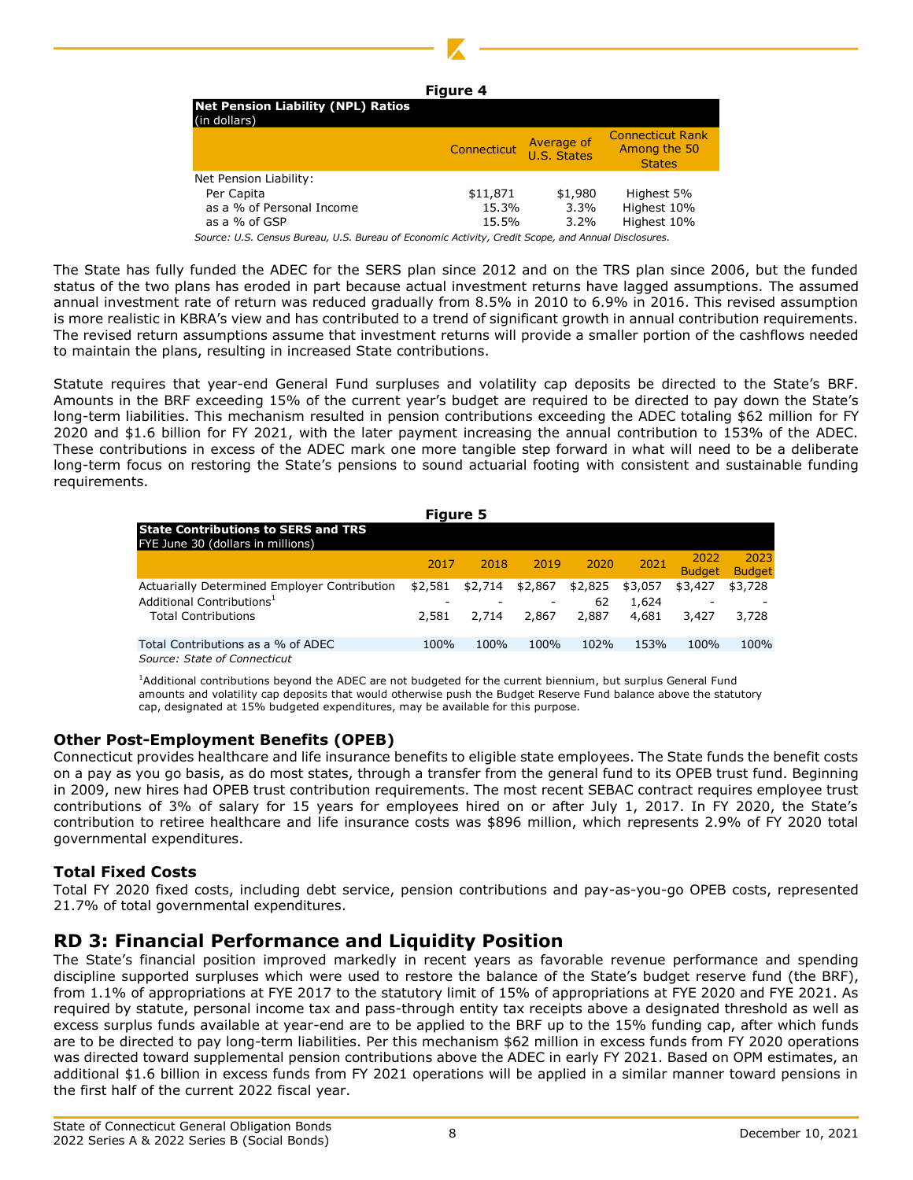**Figure 4**

| Net Pension Liability (NPL) Ratios (in dollars) | Connecticut | Average of U.S. States | Connecticut Rank Among the 50 States |
|---|---|---|---|
| Net Pension Liability: | | | |
| Per Capita | $11,871 | $1,980 | Highest 5% |
| as a % of Personal Income | 15.3% | 3.3% | Highest 10% |
| as a % of GSP | 15.5% | 3.2% | Highest 10% |

*Source: U.S. Census Bureau, U.S. Bureau of Economic Activity, Credit Scope, and Annual Disclosures.*

The State has fully funded the ADEC for the SERS plan since 2012 and on the TRS plan since 2006, but the funded status of the two plans has eroded in part because actual investment returns have lagged assumptions. The assumed annual investment rate of return was reduced gradually from 8.5% in 2010 to 6.9% in 2016. This revised assumption is more realistic in KBRA's view and has contributed to a trend of significant growth in annual contribution requirements. The revised return assumptions assume that investment returns will provide a smaller portion of the cashflows needed to maintain the plans, resulting in increased State contributions.

Statute requires that year-end General Fund surpluses and volatility cap deposits be directed to the State's BRF. Amounts in the BRF exceeding 15% of the current year's budget are required to be directed to pay down the State's long-term liabilities. This mechanism resulted in pension contributions exceeding the ADEC totaling $62 million for FY 2020 and $1.6 billion for FY 2021, with the later payment increasing the annual contribution to 153% of the ADEC. These contributions in excess of the ADEC mark one more tangible step forward in what will need to be a deliberate long-term focus on restoring the State's pensions to sound actuarial footing with consistent and sustainable funding requirements.

**Figure 5**

| State Contributions to SERS and TRS FYE June 30 (dollars in millions) | 2017 | 2018 | 2019 | 2020 | 2021 | 2022 Budget | 2023 Budget |
|---|---|---|---|---|---|---|---|
| Actuarially Determined Employer Contribution | $2,581 | $2,714 | $2,867 | $2,825 | $3,057 | $3,427 | $3,728 |
| Additional Contributions[1] | - | - | - | 62 | 1,624 | - | - |
| Total Contributions | 2,581 | 2,714 | 2,867 | 2,887 | 4,681 | 3,427 | 3,728 |
| Total Contributions as a % of ADEC | 100% | 100% | 100% | 102% | 153% | 100% | 100% |

*Source: State of Connecticut*

[1]Additional contributions beyond the ADEC are not budgeted for the current biennium, but surplus General Fund amounts and volatility cap deposits that would otherwise push the Budget Reserve Fund balance above the statutory cap, designated at 15% budgeted expenditures, may be available for this purpose.

### Other Post-Employment Benefits (OPEB)

Connecticut provides healthcare and life insurance benefits to eligible state employees. The State funds the benefit costs on a pay as you go basis, as do most states, through a transfer from the general fund to its OPEB trust fund. Beginning in 2009, new hires had OPEB trust contribution requirements. The most recent SEBAC contract requires employee trust contributions of 3% of salary for 15 years for employees hired on or after July 1, 2017. In FY 2020, the State's contribution to retiree healthcare and life insurance costs was $896 million, which represents 2.9% of FY 2020 total governmental expenditures.

### Total Fixed Costs

Total FY 2020 fixed costs, including debt service, pension contributions and pay-as-you-go OPEB costs, represented 21.7% of total governmental expenditures.

## RD 3: Financial Performance and Liquidity Position

The State's financial position improved markedly in recent years as favorable revenue performance and spending discipline supported surpluses which were used to restore the balance of the State's budget reserve fund (the BRF), from 1.1% of appropriations at FYE 2017 to the statutory limit of 15% of appropriations at FYE 2020 and FYE 2021. As required by statute, personal income tax and pass-through entity tax receipts above a designated threshold as well as excess surplus funds available at year-end are to be applied to the BRF up to the 15% funding cap, after which funds are to be directed to pay long-term liabilities. Per this mechanism $62 million in excess funds from FY 2020 operations was directed toward supplemental pension contributions above the ADEC in early FY 2021. Based on OPM estimates, an additional $1.6 billion in excess funds from FY 2021 operations will be applied in a similar manner toward pensions in the first half of the current 2022 fiscal year.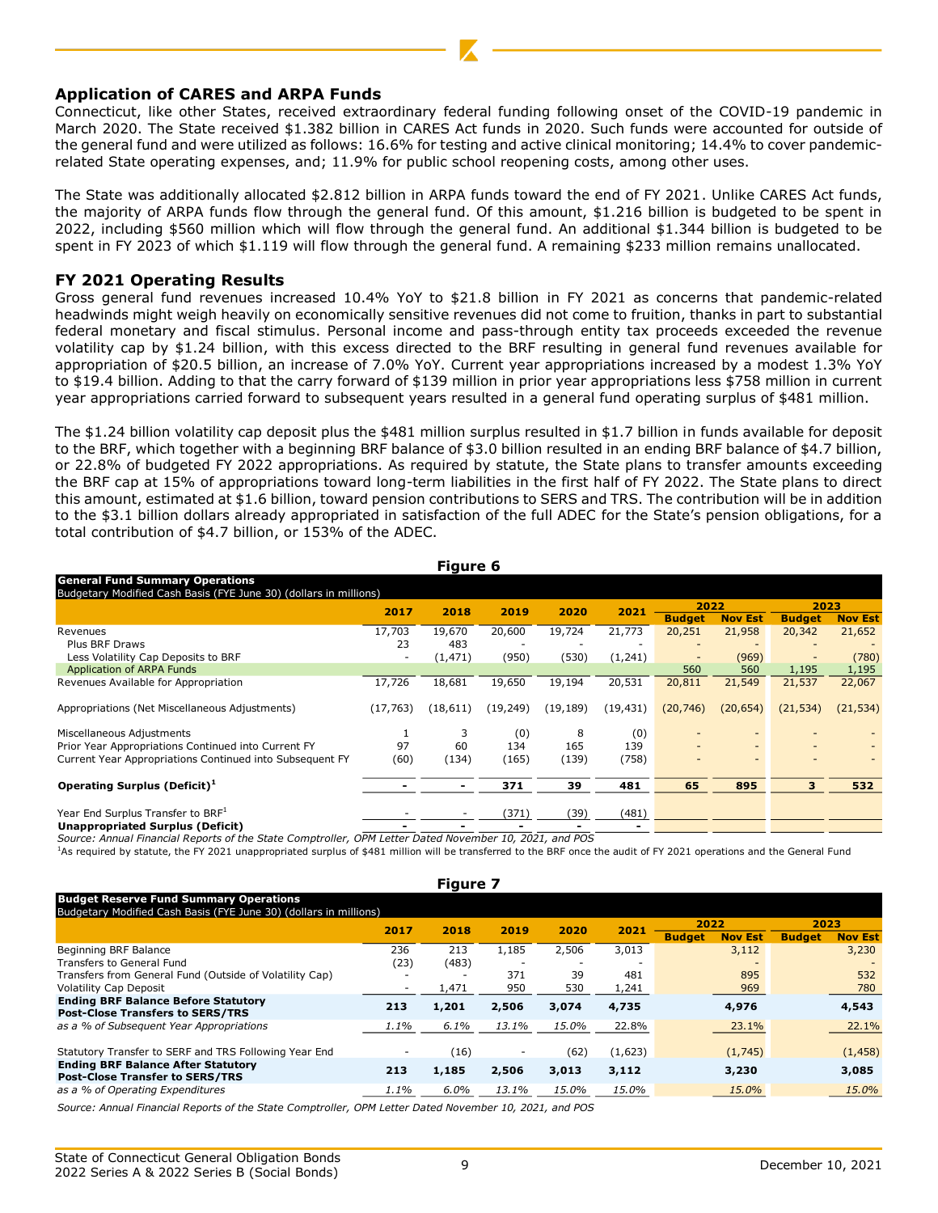## Application of CARES and ARPA Funds

Connecticut, like other States, received extraordinary federal funding following onset of the COVID-19 pandemic in March 2020. The State received $1.382 billion in CARES Act funds in 2020. Such funds were accounted for outside of the general fund and were utilized as follows: 16.6% for testing and active clinical monitoring; 14.4% to cover pandemic-related State operating expenses, and; 11.9% for public school reopening costs, among other uses.

The State was additionally allocated $2.812 billion in ARPA funds toward the end of FY 2021. Unlike CARES Act funds, the majority of ARPA funds flow through the general fund. Of this amount, $1.216 billion is budgeted to be spent in 2022, including $560 million which will flow through the general fund. An additional $1.344 billion is budgeted to be spent in FY 2023 of which $1.119 will flow through the general fund. A remaining $233 million remains unallocated.

## FY 2021 Operating Results

Gross general fund revenues increased 10.4% YoY to $21.8 billion in FY 2021 as concerns that pandemic-related headwinds might weigh heavily on economically sensitive revenues did not come to fruition, thanks in part to substantial federal monetary and fiscal stimulus. Personal income and pass-through entity tax proceeds exceeded the revenue volatility cap by $1.24 billion, with this excess directed to the BRF resulting in general fund revenues available for appropriation of $20.5 billion, an increase of 7.0% YoY. Current year appropriations increased by a modest 1.3% YoY to $19.4 billion. Adding to that the carry forward of $139 million in prior year appropriations less $758 million in current year appropriations carried forward to subsequent years resulted in a general fund operating surplus of $481 million.

The $1.24 billion volatility cap deposit plus the $481 million surplus resulted in $1.7 billion in funds available for deposit to the BRF, which together with a beginning BRF balance of $3.0 billion resulted in an ending BRF balance of $4.7 billion, or 22.8% of budgeted FY 2022 appropriations. As required by statute, the State plans to transfer amounts exceeding the BRF cap at 15% of appropriations toward long-term liabilities in the first half of FY 2022. The State plans to direct this amount, estimated at $1.6 billion, toward pension contributions to SERS and TRS. The contribution will be in addition to the $3.1 billion dollars already appropriated in satisfaction of the full ADEC for the State's pension obligations, for a total contribution of $4.7 billion, or 153% of the ADEC.

**Figure 6**

**General Fund Summary Operations**
Budgetary Modified Cash Basis (FYE June 30) (dollars in millions)

| | 2017 | 2018 | 2019 | 2020 | 2021 | 2022 Budget | 2022 Nov Est | 2023 Budget | 2023 Nov Est |
|---|---|---|---|---|---|---|---|---|---|
| Revenues | 17,703 | 19,670 | 20,600 | 19,724 | 21,773 | 20,251 | 21,958 | 20,342 | 21,652 |
| Plus BRF Draws | 23 | 483 | - | - | - | - | - | - | - |
| Less Volatility Cap Deposits to BRF | - | (1,471) | (950) | (530) | (1,241) | - | (969) | - | (780) |
| Application of ARPA Funds | | | | | | 560 | 560 | 1,195 | 1,195 |
| Revenues Available for Appropriation | 17,726 | 18,681 | 19,650 | 19,194 | 20,531 | 20,811 | 21,549 | 21,537 | 22,067 |
| Appropriations (Net Miscellaneous Adjustments) | (17,763) | (18,611) | (19,249) | (19,189) | (19,431) | (20,746) | (20,654) | (21,534) | (21,534) |
| Miscellaneous Adjustments | 1 | 3 | (0) | 8 | (0) | - | - | - | - |
| Prior Year Appropriations Continued into Current FY | 97 | 60 | 134 | 165 | 139 | - | - | - | - |
| Current Year Appropriations Continued into Subsequent FY | (60) | (134) | (165) | (139) | (758) | - | - | - | - |
| **Operating Surplus (Deficit)[1]** | **-** | **-** | **371** | **39** | **481** | **65** | **895** | **3** | **532** |
| Year End Surplus Transfer to BRF[1] | - | - | (371) | (39) | (481) | | | | |
| **Unappropriated Surplus (Deficit)** | **-** | **-** | **-** | **-** | **-** | | | | |

*Source: Annual Financial Reports of the State Comptroller, OPM Letter Dated November 10, 2021, and POS*

[1]As required by statute, the FY 2021 unappropriated surplus of $481 million will be transferred to the BRF once the audit of FY 2021 operations and the General Fund

**Figure 7**

**Budget Reserve Fund Summary Operations**
Budgetary Modified Cash Basis (FYE June 30) (dollars in millions)

| | 2017 | 2018 | 2019 | 2020 | 2021 | 2022 Budget | 2022 Nov Est | 2023 Budget | 2023 Nov Est |
|---|---|---|---|---|---|---|---|---|---|
| Beginning BRF Balance | 236 | 213 | 1,185 | 2,506 | 3,013 | | 3,112 | | 3,230 |
| Transfers to General Fund | (23) | (483) | - | - | - | | - | | - |
| Transfers from General Fund (Outside of Volatility Cap) | - | - | 371 | 39 | 481 | | 895 | | 532 |
| Volatility Cap Deposit | - | 1,471 | 950 | 530 | 1,241 | | 969 | | 780 |
| **Ending BRF Balance Before Statutory Post-Close Transfers to SERS/TRS** | **213** | **1,201** | **2,506** | **3,074** | **4,735** | | **4,976** | | **4,543** |
| *as a % of Subsequent Year Appropriations* | *1.1%* | *6.1%* | *13.1%* | *15.0%* | *22.8%* | | *23.1%* | | *22.1%* |
| Statutory Transfer to SERF and TRS Following Year End | - | (16) | - | (62) | (1,623) | | (1,745) | | (1,458) |
| **Ending BRF Balance After Statutory Post-Close Transfer to SERS/TRS** | **213** | **1,185** | **2,506** | **3,013** | **3,112** | | **3,230** | | **3,085** |
| *as a % of Operating Expenditures* | *1.1%* | *6.0%* | *13.1%* | *15.0%* | *15.0%* | | *15.0%* | | *15.0%* |

*Source: Annual Financial Reports of the State Comptroller, OPM Letter Dated November 10, 2021, and POS*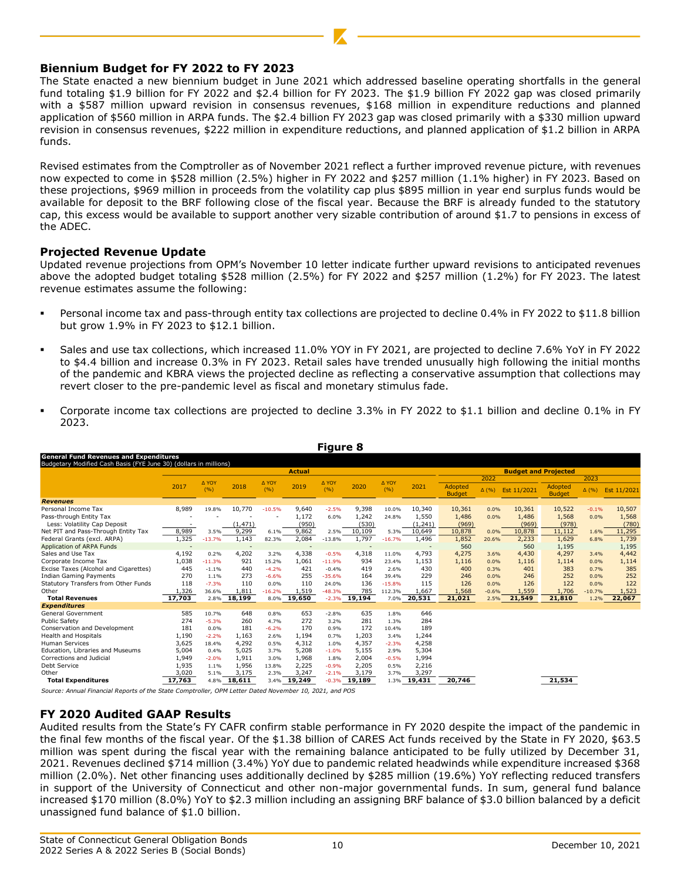## Biennium Budget for FY 2022 to FY 2023

The State enacted a new biennium budget in June 2021 which addressed baseline operating shortfalls in the general fund totaling $1.9 billion for FY 2022 and $2.4 billion for FY 2023. The $1.9 billion FY 2022 gap was closed primarily with a $587 million upward revision in consensus revenues, $168 million in expenditure reductions and planned application of $560 million in ARPA funds. The $2.4 billion FY 2023 gap was closed primarily with a $330 million upward revision in consensus revenues, $222 million in expenditure reductions, and planned application of $1.2 billion in ARPA funds.

Revised estimates from the Comptroller as of November 2021 reflect a further improved revenue picture, with revenues now expected to come in $528 million (2.5%) higher in FY 2022 and $257 million (1.1% higher) in FY 2023. Based on these projections, $969 million in proceeds from the volatility cap plus $895 million in year end surplus funds would be available for deposit to the BRF following close of the fiscal year. Because the BRF is already funded to the statutory cap, this excess would be available to support another very sizable contribution of around $1.7 to pensions in excess of the ADEC.

## Projected Revenue Update

Updated revenue projections from OPM's November 10 letter indicate further upward revisions to anticipated revenues above the adopted budget totaling $528 million (2.5%) for FY 2022 and $257 million (1.2%) for FY 2023. The latest revenue estimates assume the following:

- Personal income tax and pass-through entity tax collections are projected to decline 0.4% in FY 2022 to $11.8 billion but grow 1.9% in FY 2023 to $12.1 billion.
- Sales and use tax collections, which increased 11.0% YOY in FY 2021, are projected to decline 7.6% YoY in FY 2022 to $4.4 billion and increase 0.3% in FY 2023. Retail sales have trended unusually high following the initial months of the pandemic and KBRA views the projected decline as reflecting a conservative assumption that collections may revert closer to the pre-pandemic level as fiscal and monetary stimulus fade.
- Corporate income tax collections are projected to decline 3.3% in FY 2022 to $1.1 billion and decline 0.1% in FY 2023.

**Figure 8**

**General Fund Revenues and Expenditures**
Budgetary Modified Cash Basis (FYE June 30) (dollars in millions)

| | Actual | | | | | | | | | Budget and Projected | | | | | |
|---|---|---|---|---|---|---|---|---|---|---|---|---|---|---|---|
| | | | | | | | | | | 2022 | | | 2023 | | |
| | 2017 | Δ YOY (%) | 2018 | Δ YOY (%) | 2019 | Δ YOY (%) | 2020 | Δ YOY (%) | 2021 | Adopted Budget | Δ (%) | Est 11/2021 | Adopted Budget | Δ (%) | Est 11/2021 |
| ***Revenues*** | | | | | | | | | | | | | | | |
| Personal Income Tax | 8,989 | 19.8% | 10,770 | -10.5% | 9,640 | -2.5% | 9,398 | 10.0% | 10,340 | 10,361 | 0.0% | 10,361 | 10,522 | -0.1% | 10,507 |
| Pass-through Entity Tax | - | - | - | - | 1,172 | 6.0% | 1,242 | 24.8% | 1,550 | 1,486 | 0.0% | 1,486 | 1,568 | 0.0% | 1,568 |
| Less: Volatility Cap Deposit | - | | (1,471) | | (950) | | (530) | | (1,241) | (969) | | (969) | (978) | | (780) |
| Net PIT and Pass-Through Entity Tax | 8,989 | 3.5% | 9,299 | 6.1% | 9,862 | 2.5% | 10,109 | 5.3% | 10,649 | 10,878 | 0.0% | 10,878 | 11,112 | 1.6% | 11,295 |
| Federal Grants (excl. ARPA) | 1,325 | -13.7% | 1,143 | 82.3% | 2,084 | -13.8% | 1,797 | -16.7% | 1,496 | 1,852 | 20.6% | 2,233 | 1,629 | 6.8% | 1,739 |
| Application of ARPA Funds | - | | - | | - | | - | | - | 560 | | 560 | 1,195 | | 1,195 |
| Sales and Use Tax | 4,192 | 0.2% | 4,202 | 3.2% | 4,338 | -0.5% | 4,318 | 11.0% | 4,793 | 4,275 | 3.6% | 4,430 | 4,297 | 3.4% | 4,442 |
| Corporate Income Tax | 1,038 | -11.3% | 921 | 15.2% | 1,061 | -11.9% | 934 | 23.4% | 1,153 | 1,116 | 0.0% | 1,116 | 1,114 | 0.0% | 1,114 |
| Excise Taxes (Alcohol and Cigarettes) | 445 | -1.1% | 440 | -4.2% | 421 | -0.4% | 419 | 2.6% | 430 | 400 | 0.3% | 401 | 383 | 0.7% | 385 |
| Indian Gaming Payments | 270 | 1.1% | 273 | -6.6% | 255 | -35.6% | 164 | 39.4% | 229 | 246 | 0.0% | 246 | 252 | 0.0% | 252 |
| Statutory Transfers from Other Funds | 118 | -7.3% | 110 | 0.0% | 110 | 24.0% | 136 | -15.8% | 115 | 126 | 0.0% | 126 | 122 | 0.0% | 122 |
| Other | 1,326 | 36.6% | 1,811 | -16.2% | 1,519 | -48.3% | 785 | 112.3% | 1,667 | 1,568 | -0.6% | 1,559 | 1,706 | -10.7% | 1,523 |
| **Total Revenues** | **17,703** | 2.8% | **18,199** | 8.0% | **19,650** | -2.3% | **19,194** | 7.0% | **20,531** | **21,021** | 2.5% | **21,549** | **21,810** | 1.2% | **22,067** |
| ***Expenditures*** | | | | | | | | | | | | | | | |
| General Government | 585 | 10.7% | 648 | 0.8% | 653 | -2.8% | 635 | 1.8% | 646 | | | | | | |
| Public Safety | 274 | -5.3% | 260 | 4.7% | 272 | 3.2% | 281 | 1.3% | 284 | | | | | | |
| Conservation and Development | 181 | 0.0% | 181 | -6.2% | 170 | 0.9% | 172 | 10.4% | 189 | | | | | | |
| Health and Hospitals | 1,190 | -2.2% | 1,163 | 2.6% | 1,194 | 0.7% | 1,203 | 3.4% | 1,244 | | | | | | |
| Human Services | 3,625 | 18.4% | 4,292 | 0.5% | 4,312 | 1.0% | 4,357 | -2.3% | 4,258 | | | | | | |
| Education, Libraries and Museums | 5,004 | 0.4% | 5,025 | 3.7% | 5,208 | -1.0% | 5,155 | 2.9% | 5,304 | | | | | | |
| Corrections and Judicial | 1,949 | -2.0% | 1,911 | 3.0% | 1,968 | 1.8% | 2,004 | -0.5% | 1,994 | | | | | | |
| Debt Service | 1,935 | 1.1% | 1,956 | 13.8% | 2,225 | -0.9% | 2,205 | 0.5% | 2,216 | | | | | | |
| Other | 3,020 | 5.1% | 3,175 | 2.3% | 3,247 | -2.1% | 3,179 | 3.7% | 3,297 | | | | | | |
| **Total Expenditures** | **17,763** | 4.8% | **18,611** | 3.4% | **19,249** | -0.3% | **19,189** | 1.3% | **19,431** | **20,746** | | | **21,534** | | |

Source: Annual Financial Reports of the State Comptroller, OPM Letter Dated November 10, 2021, and POS

## FY 2020 Audited GAAP Results

Audited results from the State's FY CAFR confirm stable performance in FY 2020 despite the impact of the pandemic in the final few months of the fiscal year. Of the $1.38 billion of CARES Act funds received by the State in FY 2020, $63.5 million was spent during the fiscal year with the remaining balance anticipated to be fully utilized by December 31, 2021. Revenues declined $714 million (3.4%) YoY due to pandemic related headwinds while expenditure increased $368 million (2.0%). Net other financing uses additionally declined by $285 million (19.6%) YoY reflecting reduced transfers in support of the University of Connecticut and other non-major governmental funds. In sum, general fund balance increased $170 million (8.0%) YoY to $2.3 million including an assigning BRF balance of $3.0 billion balanced by a deficit unassigned fund balance of $1.0 billion.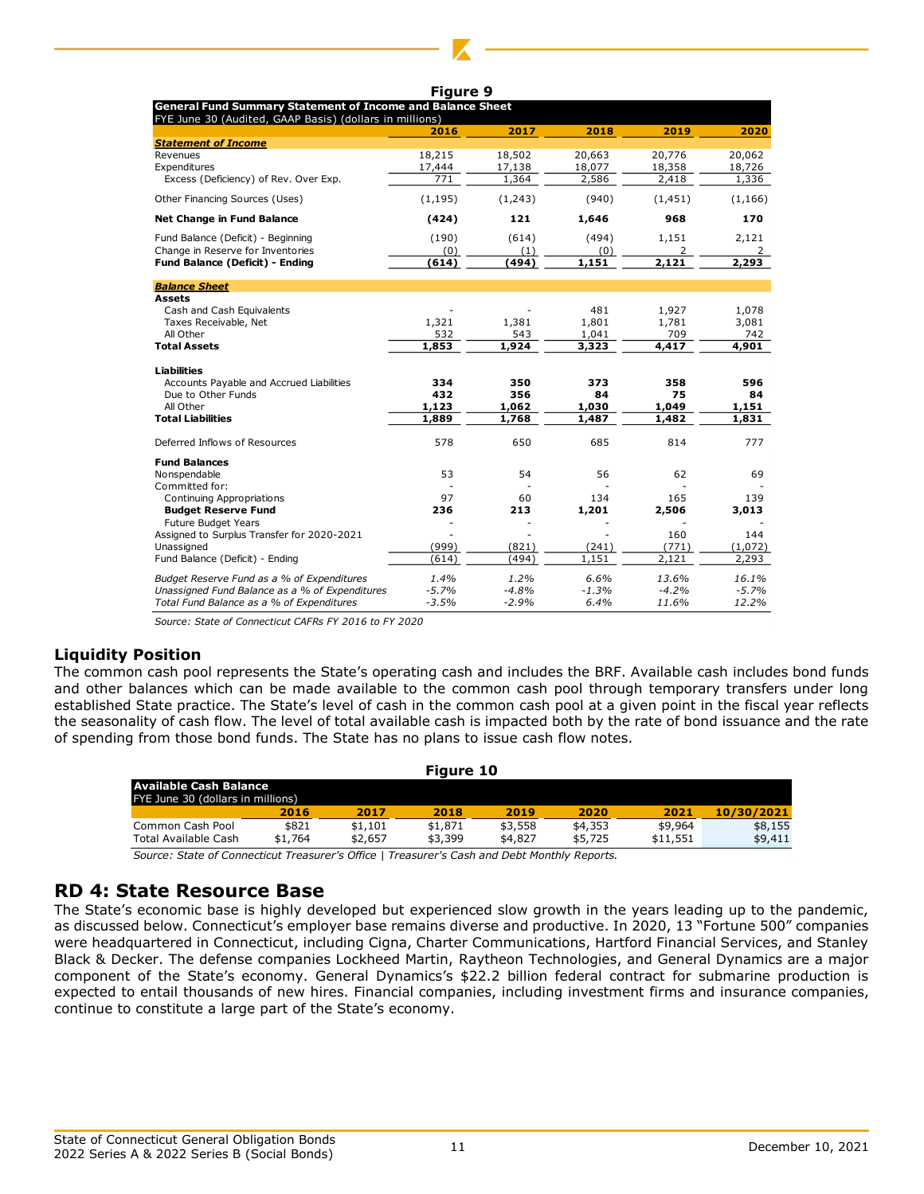**Figure 9**

| General Fund Summary Statement of Income and Balance Sheet<br>FYE June 30 (Audited, GAAP Basis) (dollars in millions) | 2016 | 2017 | 2018 | 2019 | 2020 |
|---|---|---|---|---|---|
| ***Statement of Income*** | | | | | |
| Revenues | 18,215 | 18,502 | 20,663 | 20,776 | 20,062 |
| Expenditures | 17,444 | 17,138 | 18,077 | 18,358 | 18,726 |
| Excess (Deficiency) of Rev. Over Exp. | 771 | 1,364 | 2,586 | 2,418 | 1,336 |
| Other Financing Sources (Uses) | (1,195) | (1,243) | (940) | (1,451) | (1,166) |
| **Net Change in Fund Balance** | **(424)** | **121** | **1,646** | **968** | **170** |
| Fund Balance (Deficit) - Beginning | (190) | (614) | (494) | 1,151 | 2,121 |
| Change in Reserve for Inventories | (0) | (1) | (0) | 2 | 2 |
| **Fund Balance (Deficit) - Ending** | **(614)** | **(494)** | **1,151** | **2,121** | **2,293** |
| ***Balance Sheet*** | | | | | |
| **Assets** | | | | | |
| Cash and Cash Equivalents | - | - | 481 | 1,927 | 1,078 |
| Taxes Receivable, Net | 1,321 | 1,381 | 1,801 | 1,781 | 3,081 |
| All Other | 532 | 543 | 1,041 | 709 | 742 |
| **Total Assets** | **1,853** | **1,924** | **3,323** | **4,417** | **4,901** |
| **Liabilities** | | | | | |
| Accounts Payable and Accrued Liabilities | **334** | **350** | **373** | **358** | **596** |
| Due to Other Funds | **432** | **356** | **84** | **75** | **84** |
| All Other | **1,123** | **1,062** | **1,030** | **1,049** | **1,151** |
| **Total Liabilities** | **1,889** | **1,768** | **1,487** | **1,482** | **1,831** |
| Deferred Inflows of Resources | 578 | 650 | 685 | 814 | 777 |
| **Fund Balances** | | | | | |
| Nonspendable | 53 | 54 | 56 | 62 | 69 |
| Committed for: | - | - | - | - | - |
| Continuing Appropriations | 97 | 60 | 134 | 165 | 139 |
| **Budget Reserve Fund** | **236** | **213** | **1,201** | **2,506** | **3,013** |
| Future Budget Years | - | - | - | - | - |
| Assigned to Surplus Transfer for 2020-2021 | - | - | - | 160 | 144 |
| Unassigned | (999) | (821) | (241) | (771) | (1,072) |
| Fund Balance (Deficit) - Ending | (614) | (494) | 1,151 | 2,121 | 2,293 |
| *Budget Reserve Fund as a % of Expenditures* | *1.4%* | *1.2%* | *6.6%* | *13.6%* | *16.1%* |
| *Unassigned Fund Balance as a % of Expenditures* | *-5.7%* | *-4.8%* | *-1.3%* | *-4.2%* | *-5.7%* |
| *Total Fund Balance as a % of Expenditures* | *-3.5%* | *-2.9%* | *6.4%* | *11.6%* | *12.2%* |

*Source: State of Connecticut CAFRs FY 2016 to FY 2020*

## Liquidity Position

The common cash pool represents the State's operating cash and includes the BRF. Available cash includes bond funds and other balances which can be made available to the common cash pool through temporary transfers under long established State practice. The State's level of cash in the common cash pool at a given point in the fiscal year reflects the seasonality of cash flow. The level of total available cash is impacted both by the rate of bond issuance and the rate of spending from those bond funds. The State has no plans to issue cash flow notes.

**Figure 10**

| Available Cash Balance<br>FYE June 30 (dollars in millions) | 2016 | 2017 | 2018 | 2019 | 2020 | 2021 | 10/30/2021 |
|---|---|---|---|---|---|---|---|
| Common Cash Pool | $821 | $1,101 | $1,871 | $3,558 | $4,353 | $9,964 | $8,155 |
| Total Available Cash | $1,764 | $2,657 | $3,399 | $4,827 | $5,725 | $11,551 | $9,411 |

*Source: State of Connecticut Treasurer's Office | Treasurer's Cash and Debt Monthly Reports.*

## RD 4: State Resource Base

The State's economic base is highly developed but experienced slow growth in the years leading up to the pandemic, as discussed below. Connecticut's employer base remains diverse and productive. In 2020, 13 "Fortune 500" companies were headquartered in Connecticut, including Cigna, Charter Communications, Hartford Financial Services, and Stanley Black & Decker. The defense companies Lockheed Martin, Raytheon Technologies, and General Dynamics are a major component of the State's economy. General Dynamics's $22.2 billion federal contract for submarine production is expected to entail thousands of new hires. Financial companies, including investment firms and insurance companies, continue to constitute a large part of the State's economy.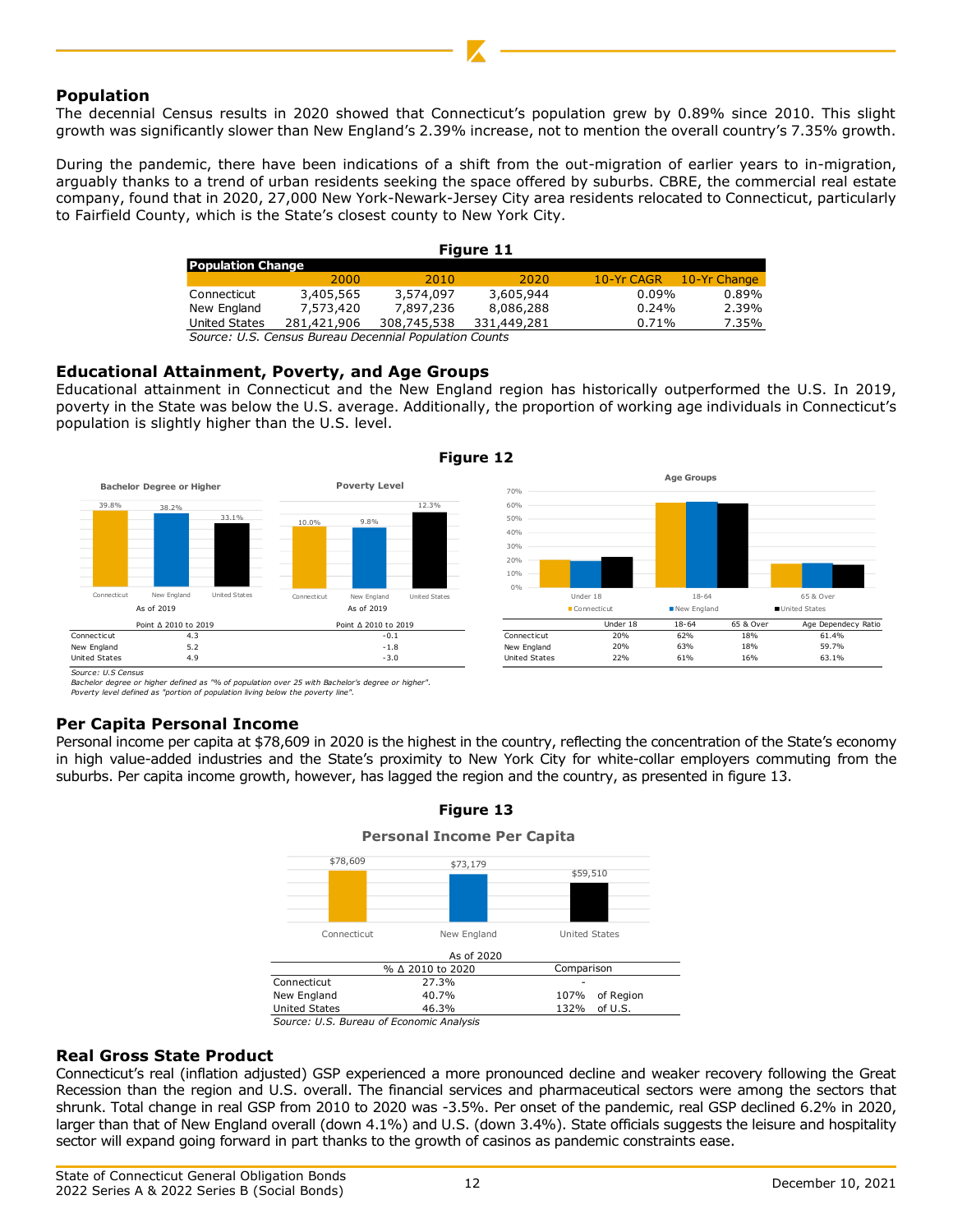## Population

The decennial Census results in 2020 showed that Connecticut's population grew by 0.89% since 2010. This slight growth was significantly slower than New England's 2.39% increase, not to mention the overall country's 7.35% growth.

During the pandemic, there have been indications of a shift from the out-migration of earlier years to in-migration, arguably thanks to a trend of urban residents seeking the space offered by suburbs. CBRE, the commercial real estate company, found that in 2020, 27,000 New York-Newark-Jersey City area residents relocated to Connecticut, particularly to Fairfield County, which is the State's closest county to New York City.

**Figure 11**

| Population Change | 2000 | 2010 | 2020 | 10-Yr CAGR | 10-Yr Change |
|---|---|---|---|---|---|
| Connecticut | 3,405,565 | 3,574,097 | 3,605,944 | 0.09% | 0.89% |
| New England | 7,573,420 | 7,897,236 | 8,086,288 | 0.24% | 2.39% |
| United States | 281,421,906 | 308,745,538 | 331,449,281 | 0.71% | 7.35% |

*Source: U.S. Census Bureau Decennial Population Counts*

## Educational Attainment, Poverty, and Age Groups

Educational attainment in Connecticut and the New England region has historically outperformed the U.S. In 2019, poverty in the State was below the U.S. average. Additionally, the proportion of working age individuals in Connecticut's population is slightly higher than the U.S. level.

**Figure 12**

Bachelor Degree or Higher (As of 2019): Connecticut 39.8%, New England 38.2%, United States 33.1%

Poverty Level (As of 2019): Connecticut 10.0%, New England 9.8%, United States 12.3%

| | Bachelor Degree or Higher: Point Δ 2010 to 2019 | Poverty Level: Point Δ 2010 to 2019 |
|---|---|---|
| Connecticut | 4.3 | -0.1 |
| New England | 5.2 | -1.8 |
| United States | 4.9 | -3.0 |

*Source: U.S Census*
*Bachelor degree or higher defined as "% of population over 25 with Bachelor's degree or higher".*
*Poverty level defined as "portion of population living below the poverty line".*

Age Groups

| | Under 18 | 18-64 | 65 & Over | Age Dependency Ratio |
|---|---|---|---|---|
| Connecticut | 20% | 62% | 18% | 61.4% |
| New England | 20% | 63% | 18% | 59.7% |
| United States | 22% | 61% | 16% | 63.1% |

## Per Capita Personal Income

Personal income per capita at $78,609 in 2020 is the highest in the country, reflecting the concentration of the State's economy in high value-added industries and the State's proximity to New York City for white-collar employers commuting from the suburbs. Per capita income growth, however, has lagged the region and the country, as presented in figure 13.

**Figure 13**

Personal Income Per Capita (As of 2020): Connecticut $78,609, New England $73,179, United States $59,510

| | % Δ 2010 to 2020 | Comparison |
|---|---|---|
| Connecticut | 27.3% | - |
| New England | 40.7% | 107% of Region |
| United States | 46.3% | 132% of U.S. |

*Source: U.S. Bureau of Economic Analysis*

## Real Gross State Product

Connecticut's real (inflation adjusted) GSP experienced a more pronounced decline and weaker recovery following the Great Recession than the region and U.S. overall. The financial services and pharmaceutical sectors were among the sectors that shrunk. Total change in real GSP from 2010 to 2020 was -3.5%. Per onset of the pandemic, real GSP declined 6.2% in 2020, larger than that of New England overall (down 4.1%) and U.S. (down 3.4%). State officials suggests the leisure and hospitality sector will expand going forward in part thanks to the growth of casinos as pandemic constraints ease.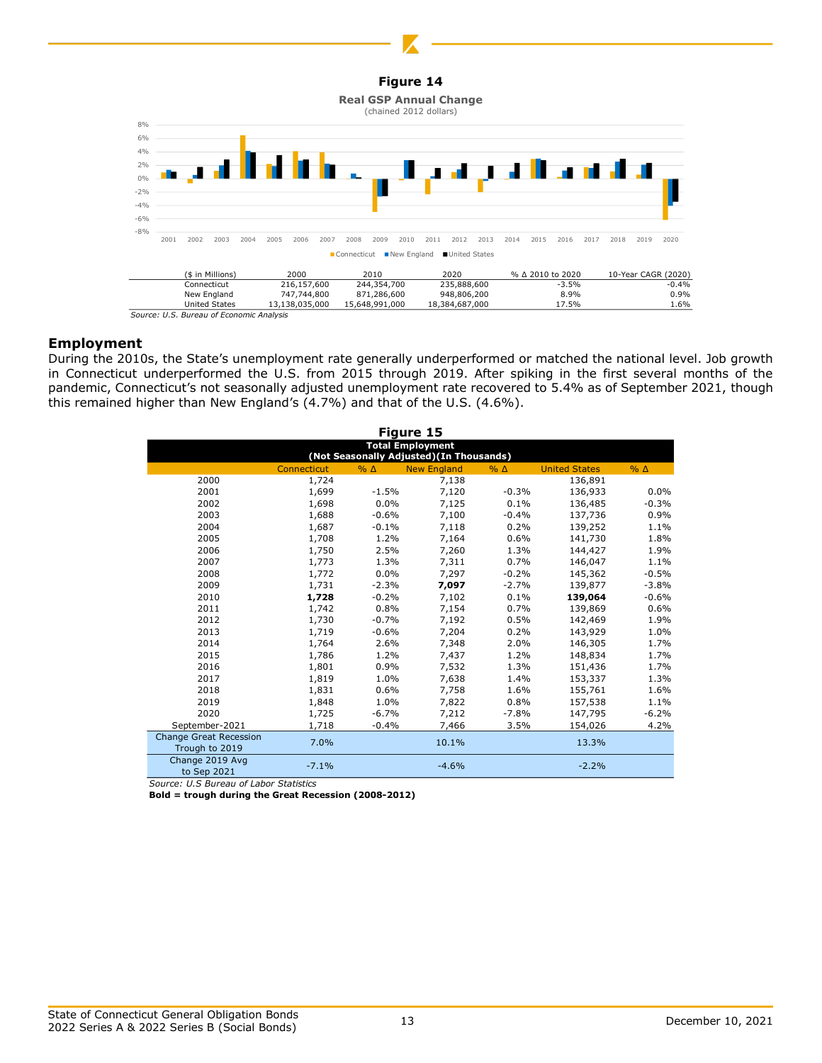**Figure 14**

**Real GSP Annual Change**
(chained 2012 dollars)

| ($ in Millions) | 2000 | 2010 | 2020 | % Δ 2010 to 2020 | 10-Year CAGR (2020) |
|---|---|---|---|---|---|
| Connecticut | 216,157,600 | 244,354,700 | 235,888,600 | -3.5% | -0.4% |
| New England | 747,744,800 | 871,286,600 | 948,806,200 | 8.9% | 0.9% |
| United States | 13,138,035,000 | 15,648,991,000 | 18,384,687,000 | 17.5% | 1.6% |

*Source: U.S. Bureau of Economic Analysis*

## Employment

During the 2010s, the State's unemployment rate generally underperformed or matched the national level. Job growth in Connecticut underperformed the U.S. from 2015 through 2019. After spiking in the first several months of the pandemic, Connecticut's not seasonally adjusted unemployment rate recovered to 5.4% as of September 2021, though this remained higher than New England's (4.7%) and that of the U.S. (4.6%).

**Figure 15**

**Total Employment (Not Seasonally Adjusted)(In Thousands)**

| | Connecticut | % Δ | New England | % Δ | United States | % Δ |
|---|---|---|---|---|---|---|
| 2000 | 1,724 | | 7,138 | | 136,891 | |
| 2001 | 1,699 | -1.5% | 7,120 | -0.3% | 136,933 | 0.0% |
| 2002 | 1,698 | 0.0% | 7,125 | 0.1% | 136,485 | -0.3% |
| 2003 | 1,688 | -0.6% | 7,100 | -0.4% | 137,736 | 0.9% |
| 2004 | 1,687 | -0.1% | 7,118 | 0.2% | 139,252 | 1.1% |
| 2005 | 1,708 | 1.2% | 7,164 | 0.6% | 141,730 | 1.8% |
| 2006 | 1,750 | 2.5% | 7,260 | 1.3% | 144,427 | 1.9% |
| 2007 | 1,773 | 1.3% | 7,311 | 0.7% | 146,047 | 1.1% |
| 2008 | 1,772 | 0.0% | 7,297 | -0.2% | 145,362 | -0.5% |
| 2009 | 1,731 | -2.3% | **7,097** | -2.7% | 139,877 | -3.8% |
| 2010 | **1,728** | -0.2% | 7,102 | 0.1% | **139,064** | -0.6% |
| 2011 | 1,742 | 0.8% | 7,154 | 0.7% | 139,869 | 0.6% |
| 2012 | 1,730 | -0.7% | 7,192 | 0.5% | 142,469 | 1.9% |
| 2013 | 1,719 | -0.6% | 7,204 | 0.2% | 143,929 | 1.0% |
| 2014 | 1,764 | 2.6% | 7,348 | 2.0% | 146,305 | 1.7% |
| 2015 | 1,786 | 1.2% | 7,437 | 1.2% | 148,834 | 1.7% |
| 2016 | 1,801 | 0.9% | 7,532 | 1.3% | 151,436 | 1.7% |
| 2017 | 1,819 | 1.0% | 7,638 | 1.4% | 153,337 | 1.3% |
| 2018 | 1,831 | 0.6% | 7,758 | 1.6% | 155,761 | 1.6% |
| 2019 | 1,848 | 1.0% | 7,822 | 0.8% | 157,538 | 1.1% |
| 2020 | 1,725 | -6.7% | 7,212 | -7.8% | 147,795 | -6.2% |
| September-2021 | 1,718 | -0.4% | 7,466 | 3.5% | 154,026 | 4.2% |
| Change Great Recession Trough to 2019 | 7.0% | | 10.1% | | 13.3% | |
| Change 2019 Avg to Sep 2021 | -7.1% | | -4.6% | | -2.2% | |

*Source: U.S Bureau of Labor Statistics*

**Bold = trough during the Great Recession (2008-2012)**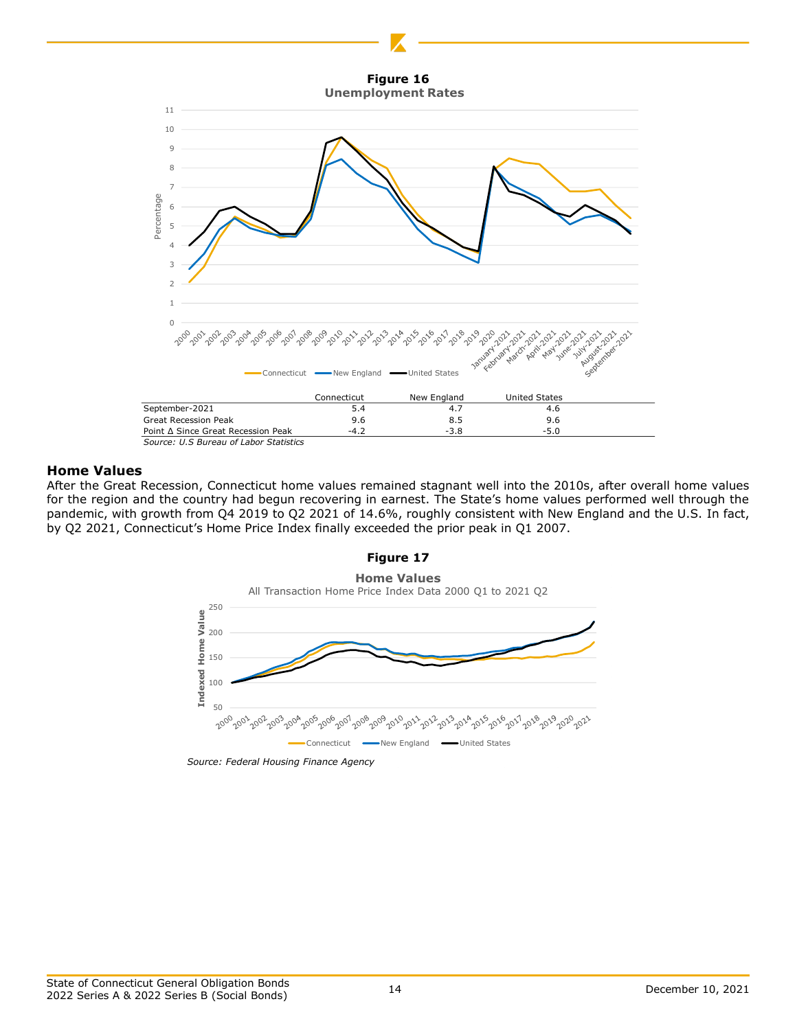**Figure 16**
**Unemployment Rates**

|  | Connecticut | New England | United States |
|---|---|---|---|
| September-2021 | 5.4 | 4.7 | 4.6 |
| Great Recession Peak | 9.6 | 8.5 | 9.6 |
| Point Δ Since Great Recession Peak | -4.2 | -3.8 | -5.0 |

*Source: U.S Bureau of Labor Statistics*

## Home Values

After the Great Recession, Connecticut home values remained stagnant well into the 2010s, after overall home values for the region and the country had begun recovering in earnest. The State's home values performed well through the pandemic, with growth from Q4 2019 to Q2 2021 of 14.6%, roughly consistent with New England and the U.S. In fact, by Q2 2021, Connecticut's Home Price Index finally exceeded the prior peak in Q1 2007.

**Figure 17**

**Home Values**
All Transaction Home Price Index Data 2000 Q1 to 2021 Q2

*Source: Federal Housing Finance Agency*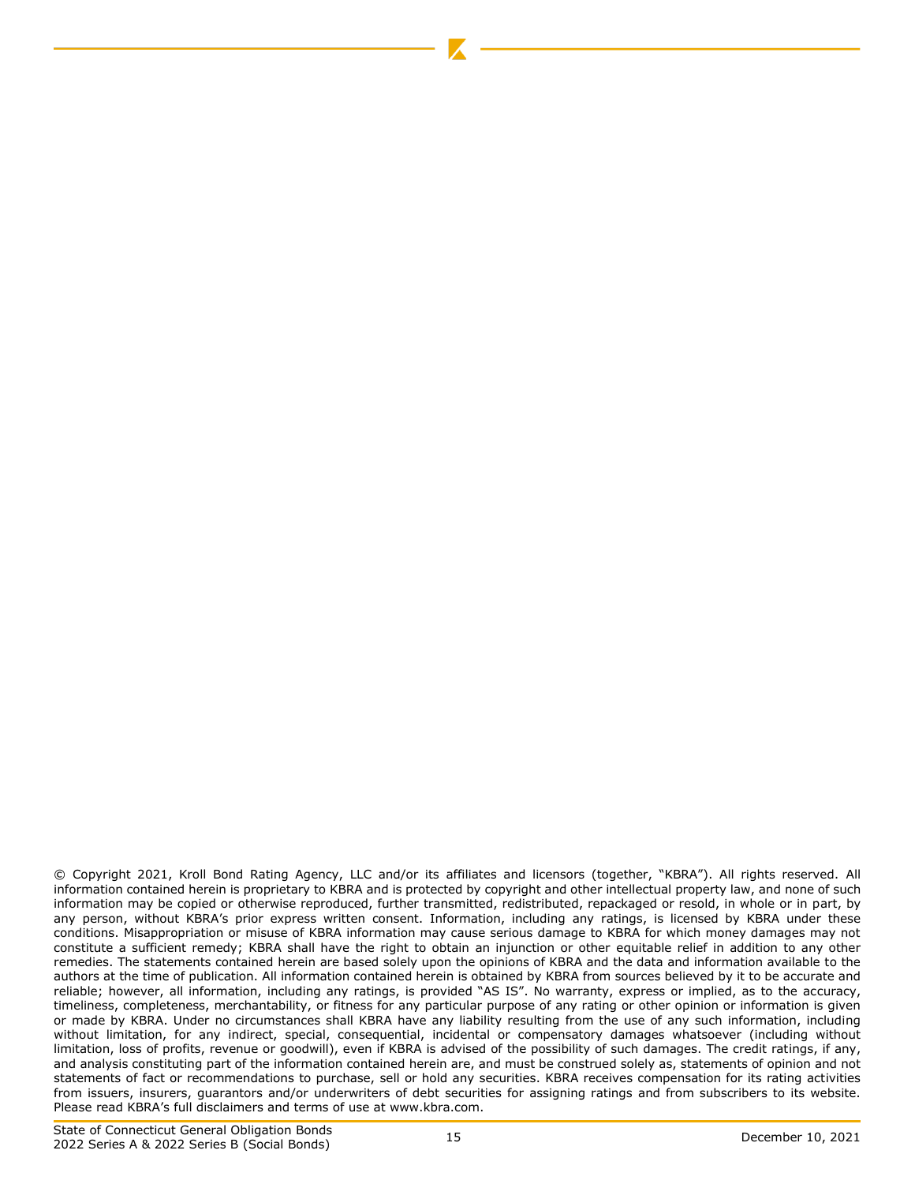© Copyright 2021, Kroll Bond Rating Agency, LLC and/or its affiliates and licensors (together, "KBRA"). All rights reserved. All information contained herein is proprietary to KBRA and is protected by copyright and other intellectual property law, and none of such information may be copied or otherwise reproduced, further transmitted, redistributed, repackaged or resold, in whole or in part, by any person, without KBRA's prior express written consent. Information, including any ratings, is licensed by KBRA under these conditions. Misappropriation or misuse of KBRA information may cause serious damage to KBRA for which money damages may not constitute a sufficient remedy; KBRA shall have the right to obtain an injunction or other equitable relief in addition to any other remedies. The statements contained herein are based solely upon the opinions of KBRA and the data and information available to the authors at the time of publication. All information contained herein is obtained by KBRA from sources believed by it to be accurate and reliable; however, all information, including any ratings, is provided "AS IS". No warranty, express or implied, as to the accuracy, timeliness, completeness, merchantability, or fitness for any particular purpose of any rating or other opinion or information is given or made by KBRA. Under no circumstances shall KBRA have any liability resulting from the use of any such information, including without limitation, for any indirect, special, consequential, incidental or compensatory damages whatsoever (including without limitation, loss of profits, revenue or goodwill), even if KBRA is advised of the possibility of such damages. The credit ratings, if any, and analysis constituting part of the information contained herein are, and must be construed solely as, statements of opinion and not statements of fact or recommendations to purchase, sell or hold any securities. KBRA receives compensation for its rating activities from issuers, insurers, guarantors and/or underwriters of debt securities for assigning ratings and from subscribers to its website. Please read KBRA's full disclaimers and terms of use at www.kbra.com.